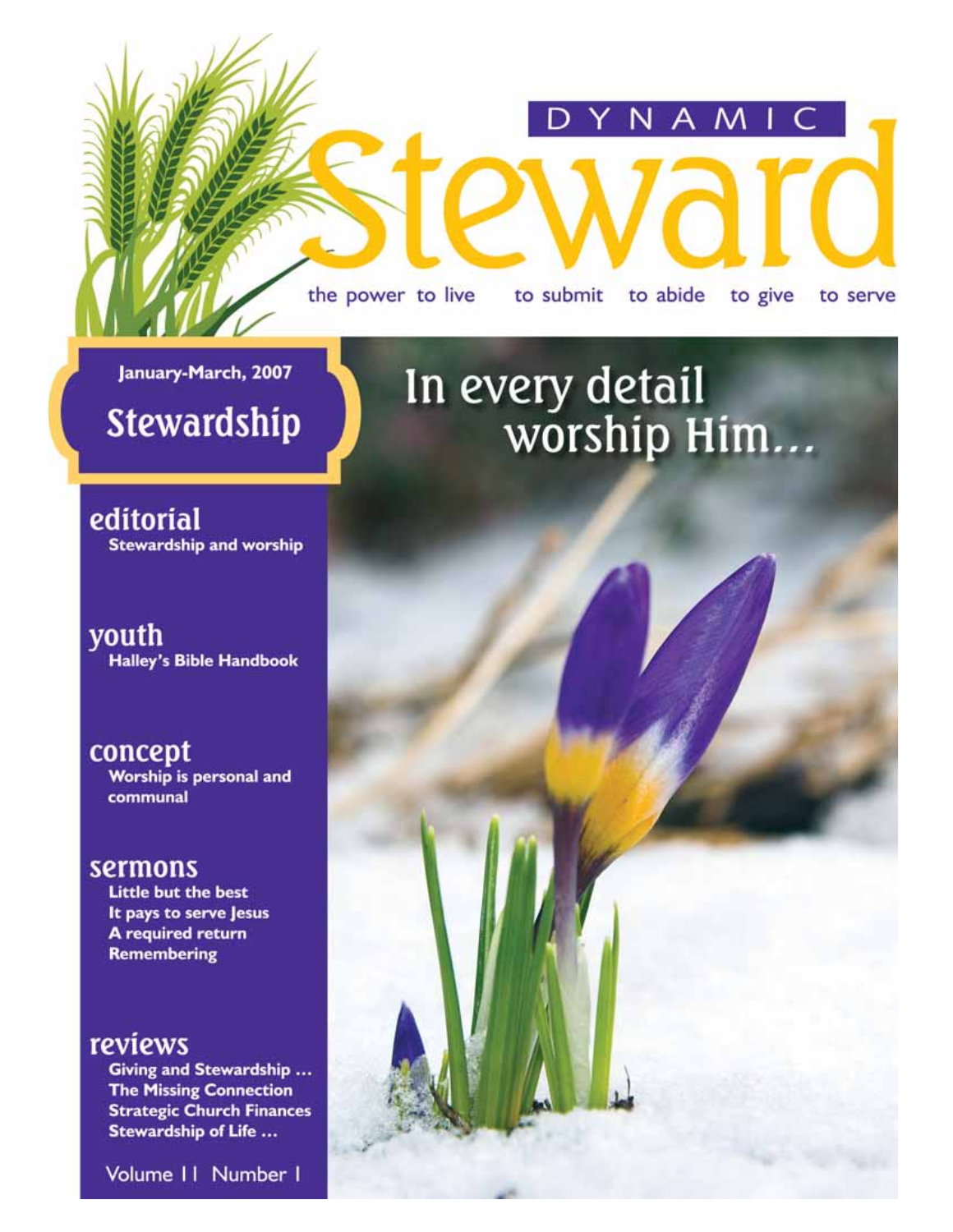DYNAMIC

# Steward

the power to live to submit to abide to give to serve

January-March, 2007

## Stewardship

# In every detail worship Him…

## editorial
Stewardship and worship

## youth
Halley's Bible Handbook

## concept
Worship is personal and communal

## sermons
Little but the best
It pays to serve Jesus
A required return
Remembering

## reviews
Giving and Stewardship …
The Missing Connection
Strategic Church Finances
Stewardship of Life …

Volume 11 Number 1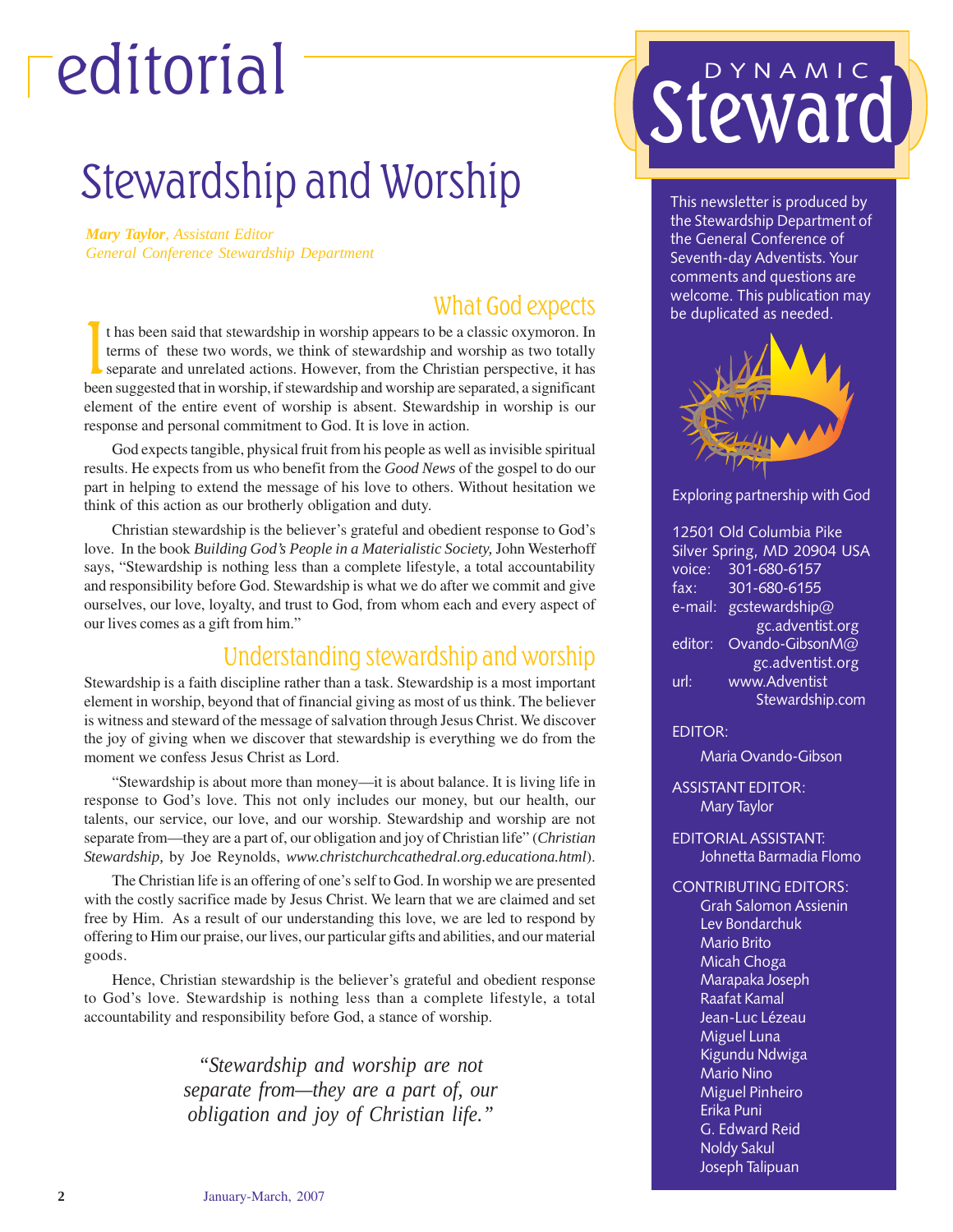# editorial

## Stewardship and Worship

***Mary Taylor**, Assistant Editor*
*General Conference Stewardship Department*

### What God expects

It has been said that stewardship in worship appears to be a classic oxymoron. In terms of these two words, we think of stewardship and worship as two totally separate and unrelated actions. However, from the Christian perspective, it has been suggested that in worship, if stewardship and worship are separated, a significant element of the entire event of worship is absent. Stewardship in worship is our response and personal commitment to God. It is love in action.

God expects tangible, physical fruit from his people as well as invisible spiritual results. He expects from us who benefit from the *Good News* of the gospel to do our part in helping to extend the message of his love to others. Without hesitation we think of this action as our brotherly obligation and duty.

Christian stewardship is the believer's grateful and obedient response to God's love. In the book *Building God's People in a Materialistic Society,* John Westerhoff says, "Stewardship is nothing less than a complete lifestyle, a total accountability and responsibility before God. Stewardship is what we do after we commit and give ourselves, our love, loyalty, and trust to God, from whom each and every aspect of our lives comes as a gift from him."

### Understanding stewardship and worship

Stewardship is a faith discipline rather than a task. Stewardship is a most important element in worship, beyond that of financial giving as most of us think. The believer is witness and steward of the message of salvation through Jesus Christ. We discover the joy of giving when we discover that stewardship is everything we do from the moment we confess Jesus Christ as Lord.

"Stewardship is about more than money—it is about balance. It is living life in response to God's love. This not only includes our money, but our health, our talents, our service, our love, and our worship. Stewardship and worship are not separate from—they are a part of, our obligation and joy of Christian life" (*Christian Stewardship,* by Joe Reynolds, *www.christchurchcathedral.org.educationa.html*).

The Christian life is an offering of one's self to God. In worship we are presented with the costly sacrifice made by Jesus Christ. We learn that we are claimed and set free by Him. As a result of our understanding this love, we are led to respond by offering to Him our praise, our lives, our particular gifts and abilities, and our material goods.

Hence, Christian stewardship is the believer's grateful and obedient response to God's love. Stewardship is nothing less than a complete lifestyle, a total accountability and responsibility before God, a stance of worship.

> *"Stewardship and worship are not separate from—they are a part of, our obligation and joy of Christian life."*

---

# DYNAMIC Steward

This newsletter is produced by the Stewardship Department of the General Conference of Seventh-day Adventists. Your comments and questions are welcome. This publication may be duplicated as needed.

Exploring partnership with God

12501 Old Columbia Pike
Silver Spring, MD 20904 USA
voice: 301-680-6157
fax: 301-680-6155
e-mail: gcstewardship@gc.adventist.org
editor: Ovando-GibsonM@gc.adventist.org
url: www.AdventistStewardship.com

EDITOR:
Maria Ovando-Gibson

ASSISTANT EDITOR:
Mary Taylor

EDITORIAL ASSISTANT:
Johnetta Barmadia Flomo

CONTRIBUTING EDITORS:
Grah Salomon Assienin
Lev Bondarchuk
Mario Brito
Micah Choga
Marapaka Joseph
Raafat Kamal
Jean-Luc Lézeau
Miguel Luna
Kigundu Ndwiga
Mario Nino
Miguel Pinheiro
Erika Puni
G. Edward Reid
Noldy Sakul
Joseph Talipuan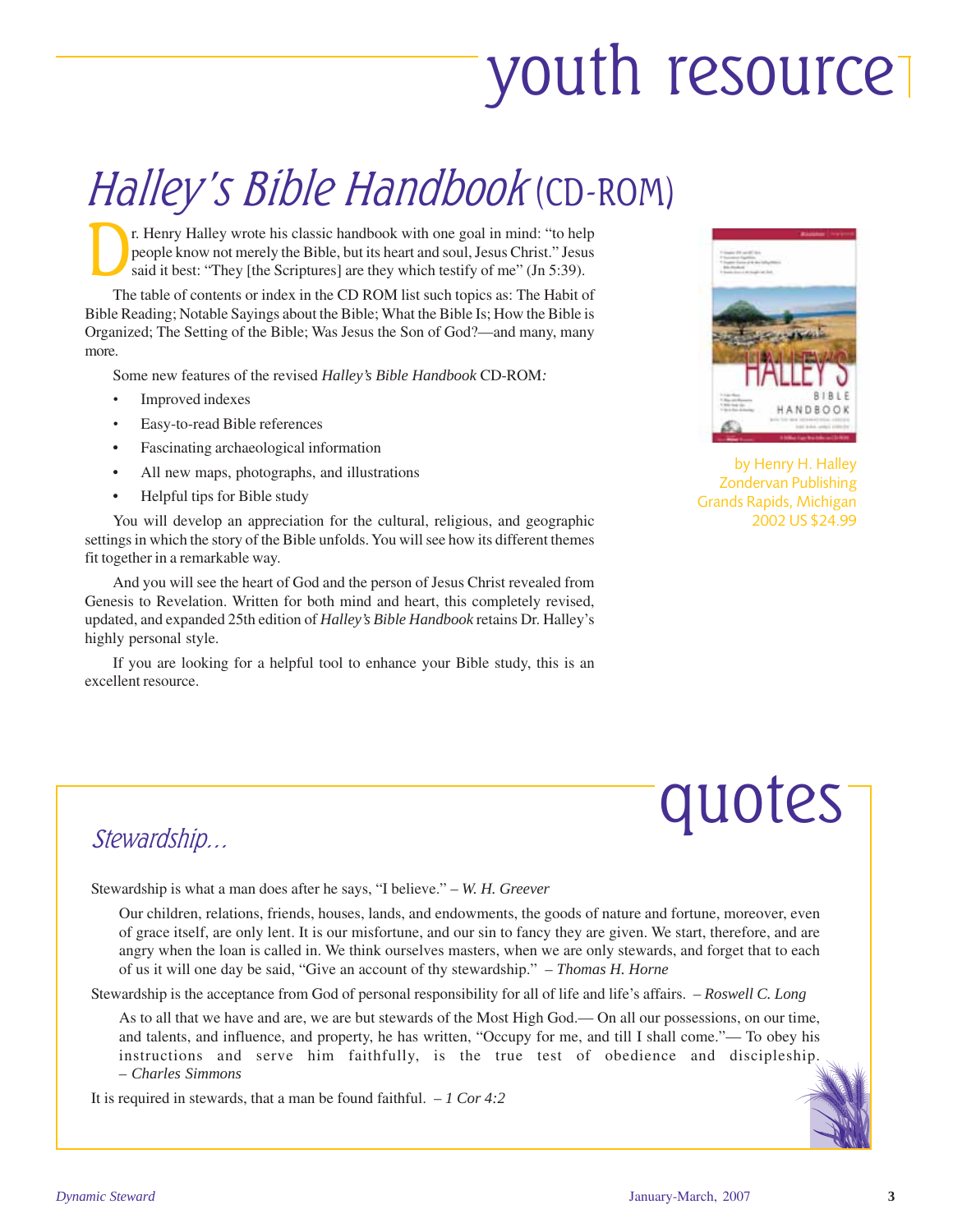# youth resource

## *Halley's Bible Handbook* (CD-ROM)

Dr. Henry Halley wrote his classic handbook with one goal in mind: "to help people know not merely the Bible, but its heart and soul, Jesus Christ." Jesus said it best: "They [the Scriptures] are they which testify of me" (Jn 5:39).

The table of contents or index in the CD ROM list such topics as: The Habit of Bible Reading; Notable Sayings about the Bible; What the Bible Is; How the Bible is Organized; The Setting of the Bible; Was Jesus the Son of God?—and many, many more.

Some new features of the revised *Halley's Bible Handbook* CD-ROM*:*

- Improved indexes
- Easy-to-read Bible references
- Fascinating archaeological information
- All new maps, photographs, and illustrations
- Helpful tips for Bible study

You will develop an appreciation for the cultural, religious, and geographic settings in which the story of the Bible unfolds. You will see how its different themes fit together in a remarkable way.

And you will see the heart of God and the person of Jesus Christ revealed from Genesis to Revelation. Written for both mind and heart, this completely revised, updated, and expanded 25th edition of *Halley's Bible Handbook* retains Dr. Halley's highly personal style.

If you are looking for a helpful tool to enhance your Bible study, this is an excellent resource.

by Henry H. Halley
Zondervan Publishing
Grands Rapids, Michigan
2002 US $24.99

# quotes

## *Stewardship...*

Stewardship is what a man does after he says, "I believe." – *W. H. Greever*

Our children, relations, friends, houses, lands, and endowments, the goods of nature and fortune, moreover, even of grace itself, are only lent. It is our misfortune, and our sin to fancy they are given. We start, therefore, and are angry when the loan is called in. We think ourselves masters, when we are only stewards, and forget that to each of us it will one day be said, "Give an account of thy stewardship." – *Thomas H. Horne*

Stewardship is the acceptance from God of personal responsibility for all of life and life's affairs. – *Roswell C. Long*

As to all that we have and are, we are but stewards of the Most High God.— On all our possessions, on our time, and talents, and influence, and property, he has written, "Occupy for me, and till I shall come."— To obey his instructions and serve him faithfully, is the true test of obedience and discipleship. – *Charles Simmons*

It is required in stewards, that a man be found faithful. – *1 Cor 4:2*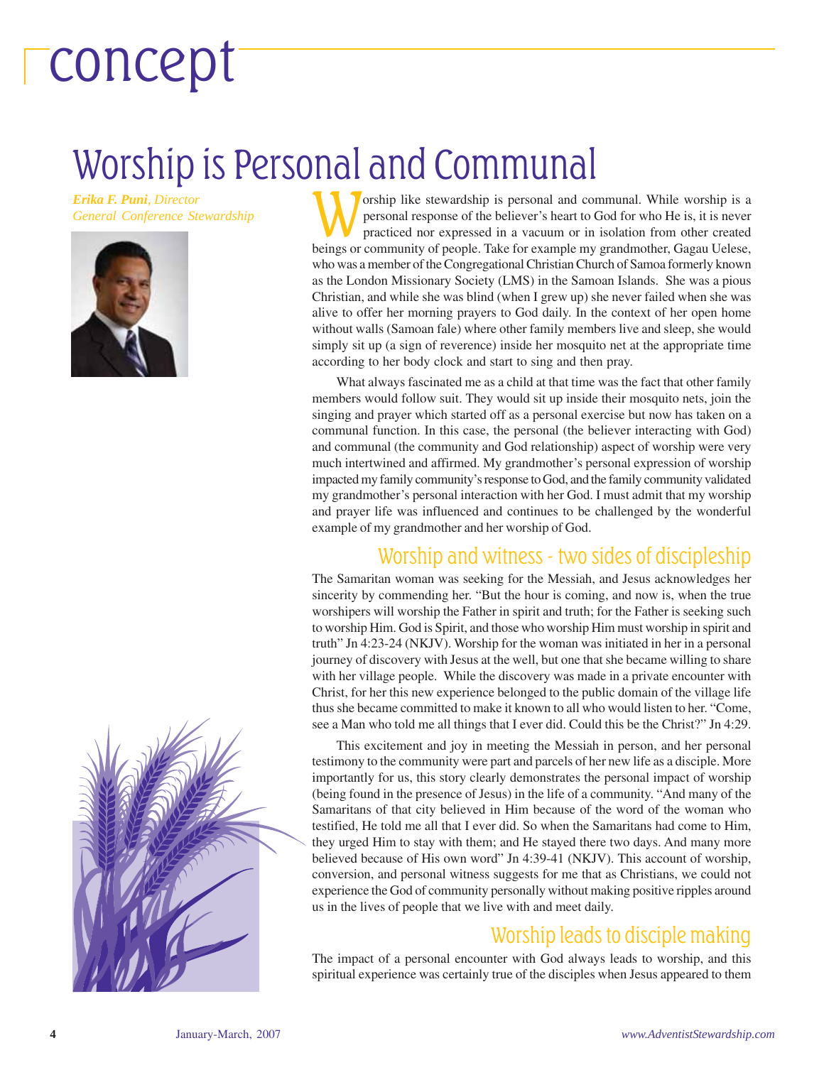# concept

## Worship is Personal and Communal

***Erika F. Puni**, Director*
*General Conference Stewardship*

Worship like stewardship is personal and communal. While worship is a personal response of the believer's heart to God for who He is, it is never practiced nor expressed in a vacuum or in isolation from other created beings or community of people. Take for example my grandmother, Gagau Uelese, who was a member of the Congregational Christian Church of Samoa formerly known as the London Missionary Society (LMS) in the Samoan Islands. She was a pious Christian, and while she was blind (when I grew up) she never failed when she was alive to offer her morning prayers to God daily. In the context of her open home without walls (Samoan fale) where other family members live and sleep, she would simply sit up (a sign of reverence) inside her mosquito net at the appropriate time according to her body clock and start to sing and then pray.

What always fascinated me as a child at that time was the fact that other family members would follow suit. They would sit up inside their mosquito nets, join the singing and prayer which started off as a personal exercise but now has taken on a communal function. In this case, the personal (the believer interacting with God) and communal (the community and God relationship) aspect of worship were very much intertwined and affirmed. My grandmother's personal expression of worship impacted my family community's response to God, and the family community validated my grandmother's personal interaction with her God. I must admit that my worship and prayer life was influenced and continues to be challenged by the wonderful example of my grandmother and her worship of God.

### Worship and witness - two sides of discipleship

The Samaritan woman was seeking for the Messiah, and Jesus acknowledges her sincerity by commending her. "But the hour is coming, and now is, when the true worshipers will worship the Father in spirit and truth; for the Father is seeking such to worship Him. God is Spirit, and those who worship Him must worship in spirit and truth" Jn 4:23-24 (NKJV). Worship for the woman was initiated in her in a personal journey of discovery with Jesus at the well, but one that she became willing to share with her village people. While the discovery was made in a private encounter with Christ, for her this new experience belonged to the public domain of the village life thus she became committed to make it known to all who would listen to her. "Come, see a Man who told me all things that I ever did. Could this be the Christ?" Jn 4:29.

This excitement and joy in meeting the Messiah in person, and her personal testimony to the community were part and parcels of her new life as a disciple. More importantly for us, this story clearly demonstrates the personal impact of worship (being found in the presence of Jesus) in the life of a community. "And many of the Samaritans of that city believed in Him because of the word of the woman who testified, He told me all that I ever did. So when the Samaritans had come to Him, they urged Him to stay with them; and He stayed there two days. And many more believed because of His own word" Jn 4:39-41 (NKJV). This account of worship, conversion, and personal witness suggests for me that as Christians, we could not experience the God of community personally without making positive ripples around us in the lives of people that we live with and meet daily.

### Worship leads to disciple making

The impact of a personal encounter with God always leads to worship, and this spiritual experience was certainly true of the disciples when Jesus appeared to them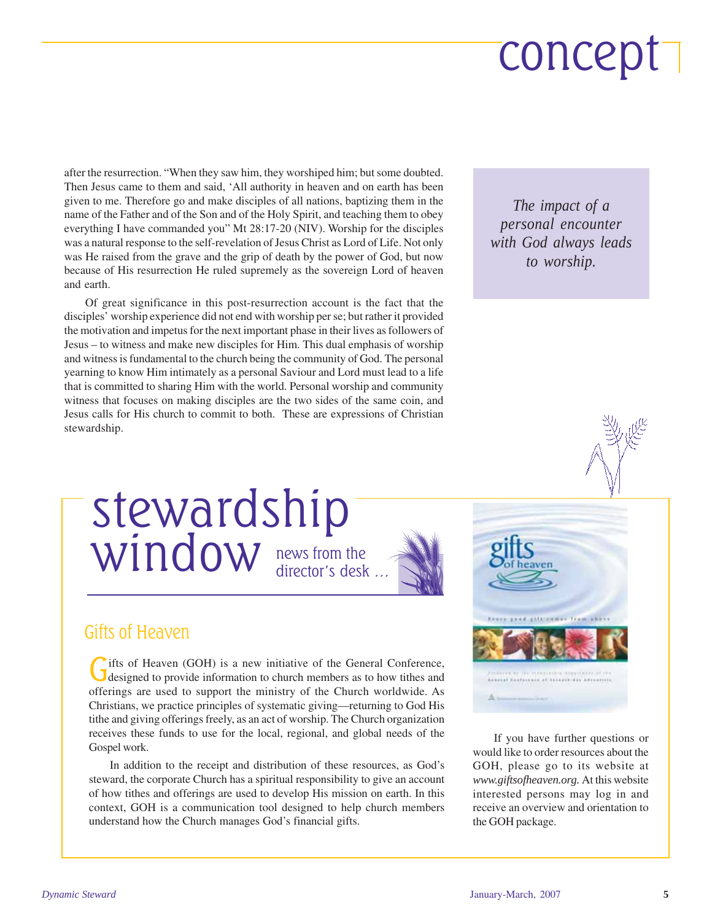# concept

after the resurrection. "When they saw him, they worshiped him; but some doubted. Then Jesus came to them and said, 'All authority in heaven and on earth has been given to me. Therefore go and make disciples of all nations, baptizing them in the name of the Father and of the Son and of the Holy Spirit, and teaching them to obey everything I have commanded you" Mt 28:17-20 (NIV). Worship for the disciples was a natural response to the self-revelation of Jesus Christ as Lord of Life. Not only was He raised from the grave and the grip of death by the power of God, but now because of His resurrection He ruled supremely as the sovereign Lord of heaven and earth.

Of great significance in this post-resurrection account is the fact that the disciples' worship experience did not end with worship per se; but rather it provided the motivation and impetus for the next important phase in their lives as followers of Jesus – to witness and make new disciples for Him. This dual emphasis of worship and witness is fundamental to the church being the community of God. The personal yearning to know Him intimately as a personal Saviour and Lord must lead to a life that is committed to sharing Him with the world. Personal worship and community witness that focuses on making disciples are the two sides of the same coin, and Jesus calls for His church to commit to both. These are expressions of Christian stewardship.

*The impact of a personal encounter with God always leads to worship.*

# stewardship window

news from the director's desk …

## Gifts of Heaven

Gifts of Heaven (GOH) is a new initiative of the General Conference, designed to provide information to church members as to how tithes and offerings are used to support the ministry of the Church worldwide. As Christians, we practice principles of systematic giving—returning to God His tithe and giving offerings freely, as an act of worship. The Church organization receives these funds to use for the local, regional, and global needs of the Gospel work.

In addition to the receipt and distribution of these resources, as God's steward, the corporate Church has a spiritual responsibility to give an account of how tithes and offerings are used to develop His mission on earth. In this context, GOH is a communication tool designed to help church members understand how the Church manages God's financial gifts.

If you have further questions or would like to order resources about the GOH, please go to its website at *www.giftsofheaven.org.* At this website interested persons may log in and receive an overview and orientation to the GOH package.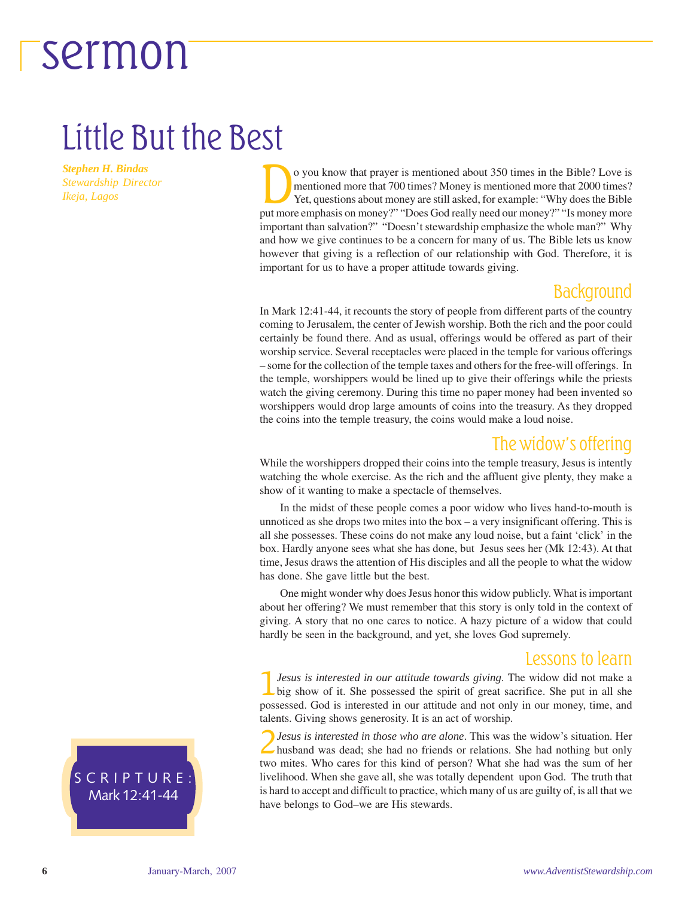# sermon

## Little But the Best

***Stephen H. Bindas***
*Stewardship Director*
*Ikeja, Lagos*

SCRIPTURE: Mark 12:41-44

Do you know that prayer is mentioned about 350 times in the Bible? Love is mentioned more that 700 times? Money is mentioned more that 2000 times? Yet, questions about money are still asked, for example: "Why does the Bible put more emphasis on money?" "Does God really need our money?" "Is money more important than salvation?" "Doesn't stewardship emphasize the whole man?" Why and how we give continues to be a concern for many of us. The Bible lets us know however that giving is a reflection of our relationship with God. Therefore, it is important for us to have a proper attitude towards giving.

### Background

In Mark 12:41-44, it recounts the story of people from different parts of the country coming to Jerusalem, the center of Jewish worship. Both the rich and the poor could certainly be found there. And as usual, offerings would be offered as part of their worship service. Several receptacles were placed in the temple for various offerings – some for the collection of the temple taxes and others for the free-will offerings. In the temple, worshippers would be lined up to give their offerings while the priests watch the giving ceremony. During this time no paper money had been invented so worshippers would drop large amounts of coins into the treasury. As they dropped the coins into the temple treasury, the coins would make a loud noise.

### The widow's offering

While the worshippers dropped their coins into the temple treasury, Jesus is intently watching the whole exercise. As the rich and the affluent give plenty, they make a show of it wanting to make a spectacle of themselves.

In the midst of these people comes a poor widow who lives hand-to-mouth is unnoticed as she drops two mites into the box – a very insignificant offering. This is all she possesses. These coins do not make any loud noise, but a faint 'click' in the box. Hardly anyone sees what she has done, but Jesus sees her (Mk 12:43). At that time, Jesus draws the attention of His disciples and all the people to what the widow has done. She gave little but the best.

One might wonder why does Jesus honor this widow publicly. What is important about her offering? We must remember that this story is only told in the context of giving. A story that no one cares to notice. A hazy picture of a widow that could hardly be seen in the background, and yet, she loves God supremely.

### Lessons to learn

1. *Jesus is interested in our attitude towards giving.* The widow did not make a big show of it. She possessed the spirit of great sacrifice. She put in all she possessed. God is interested in our attitude and not only in our money, time, and talents. Giving shows generosity. It is an act of worship.

2. *Jesus is interested in those who are alone*. This was the widow's situation. Her husband was dead; she had no friends or relations. She had nothing but only two mites. Who cares for this kind of person? What she had was the sum of her livelihood. When she gave all, she was totally dependent upon God. The truth that is hard to accept and difficult to practice, which many of us are guilty of, is all that we have belongs to God–we are His stewards.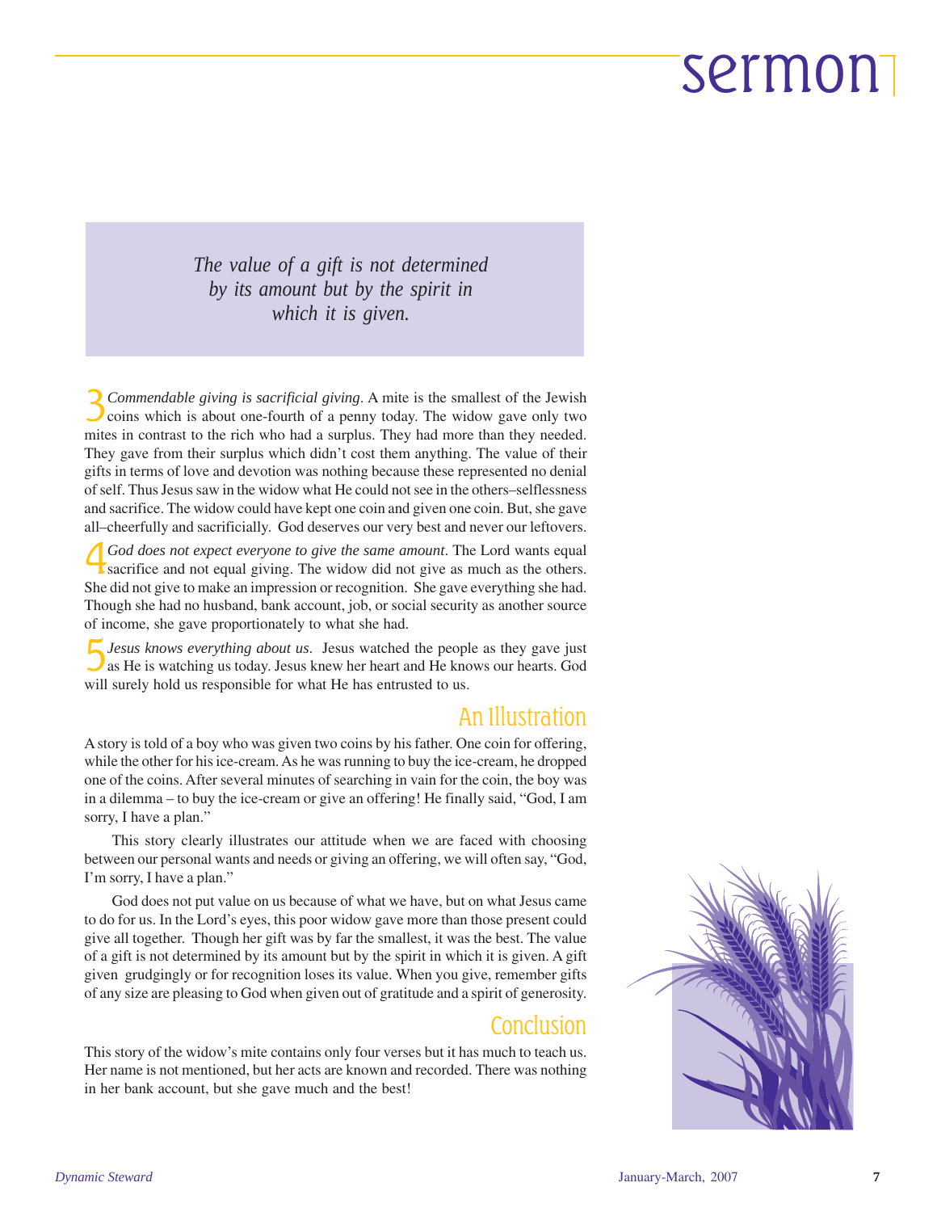*The value of a gift is not determined by its amount but by the spirit in which it is given.*

3 *Commendable giving is sacrificial giving*. A mite is the smallest of the Jewish coins which is about one-fourth of a penny today. The widow gave only two mites in contrast to the rich who had a surplus. They had more than they needed. They gave from their surplus which didn't cost them anything. The value of their gifts in terms of love and devotion was nothing because these represented no denial of self. Thus Jesus saw in the widow what He could not see in the others–selflessness and sacrifice. The widow could have kept one coin and given one coin. But, she gave all–cheerfully and sacrificially. God deserves our very best and never our leftovers.

4 *God does not expect everyone to give the same amount*. The Lord wants equal sacrifice and not equal giving. The widow did not give as much as the others. She did not give to make an impression or recognition. She gave everything she had. Though she had no husband, bank account, job, or social security as another source of income, she gave proportionately to what she had.

5 *Jesus knows everything about us*. Jesus watched the people as they gave just as He is watching us today. Jesus knew her heart and He knows our hearts. God will surely hold us responsible for what He has entrusted to us.

## An Illustration

A story is told of a boy who was given two coins by his father. One coin for offering, while the other for his ice-cream. As he was running to buy the ice-cream, he dropped one of the coins. After several minutes of searching in vain for the coin, the boy was in a dilemma – to buy the ice-cream or give an offering! He finally said, "God, I am sorry, I have a plan."

This story clearly illustrates our attitude when we are faced with choosing between our personal wants and needs or giving an offering, we will often say, "God, I'm sorry, I have a plan."

God does not put value on us because of what we have, but on what Jesus came to do for us. In the Lord's eyes, this poor widow gave more than those present could give all together. Though her gift was by far the smallest, it was the best. The value of a gift is not determined by its amount but by the spirit in which it is given. A gift given grudgingly or for recognition loses its value. When you give, remember gifts of any size are pleasing to God when given out of gratitude and a spirit of generosity.

## Conclusion

This story of the widow's mite contains only four verses but it has much to teach us. Her name is not mentioned, but her acts are known and recorded. There was nothing in her bank account, but she gave much and the best!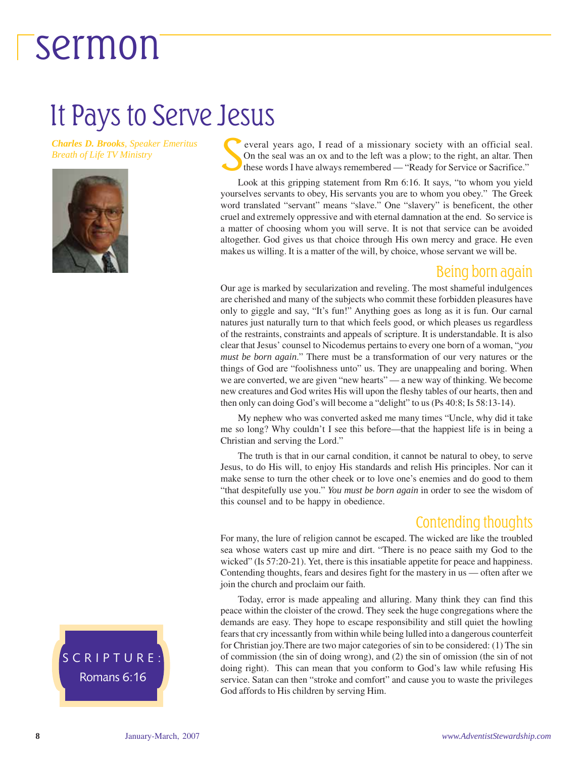# sermon

## It Pays to Serve Jesus

***Charles D. Brooks**, Speaker Emeritus*
*Breath of Life TV Ministry*

**SCRIPTURE:**
Romans 6:16

Several years ago, I read of a missionary society with an official seal. On the seal was an ox and to the left was a plow; to the right, an altar. Then these words I have always remembered — "Ready for Service or Sacrifice."

Look at this gripping statement from Rm 6:16. It says, "to whom you yield yourselves servants to obey, His servants you are to whom you obey." The Greek word translated "servant" means "slave." One "slavery" is beneficent, the other cruel and extremely oppressive and with eternal damnation at the end. So service is a matter of choosing whom you will serve. It is not that service can be avoided altogether. God gives us that choice through His own mercy and grace. He even makes us willing. It is a matter of the will, by choice, whose servant we will be.

### Being born again

Our age is marked by secularization and reveling. The most shameful indulgences are cherished and many of the subjects who commit these forbidden pleasures have only to giggle and say, "It's fun!" Anything goes as long as it is fun. Our carnal natures just naturally turn to that which feels good, or which pleases us regardless of the restraints, constraints and appeals of scripture. It is understandable. It is also clear that Jesus' counsel to Nicodemus pertains to every one born of a woman, "*you must be born again*." There must be a transformation of our very natures or the things of God are "foolishness unto" us. They are unappealing and boring. When we are converted, we are given "new hearts" — a new way of thinking. We become new creatures and God writes His will upon the fleshy tables of our hearts, then and then only can doing God's will become a "delight" to us (Ps 40:8; Is 58:13-14).

My nephew who was converted asked me many times "Uncle, why did it take me so long? Why couldn't I see this before—that the happiest life is in being a Christian and serving the Lord."

The truth is that in our carnal condition, it cannot be natural to obey, to serve Jesus, to do His will, to enjoy His standards and relish His principles. Nor can it make sense to turn the other cheek or to love one's enemies and do good to them "that despitefully use you." *You must be born again* in order to see the wisdom of this counsel and to be happy in obedience.

### Contending thoughts

For many, the lure of religion cannot be escaped. The wicked are like the troubled sea whose waters cast up mire and dirt. "There is no peace saith my God to the wicked" (Is 57:20-21). Yet, there is this insatiable appetite for peace and happiness. Contending thoughts, fears and desires fight for the mastery in us — often after we join the church and proclaim our faith.

Today, error is made appealing and alluring. Many think they can find this peace within the cloister of the crowd. They seek the huge congregations where the demands are easy. They hope to escape responsibility and still quiet the howling fears that cry incessantly from within while being lulled into a dangerous counterfeit for Christian joy.There are two major categories of sin to be considered: (1) The sin of commission (the sin of doing wrong), and (2) the sin of omission (the sin of not doing right). This can mean that you conform to God's law while refusing His service. Satan can then "stroke and comfort" and cause you to waste the privileges God affords to His children by serving Him.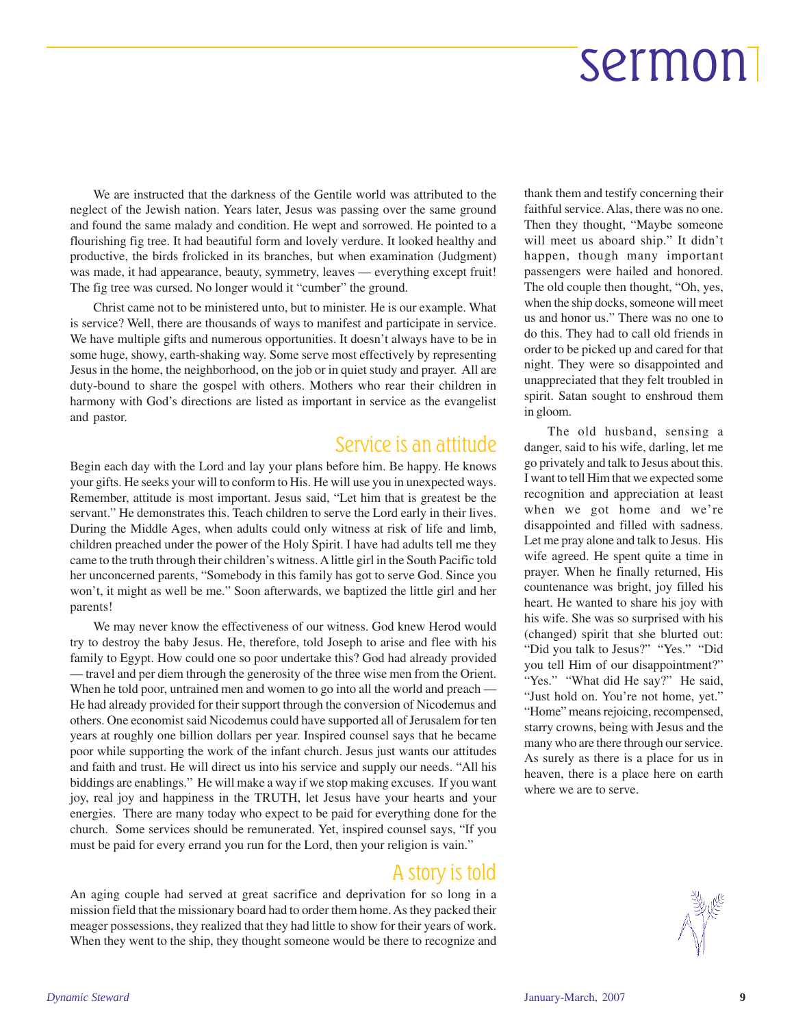# sermon

We are instructed that the darkness of the Gentile world was attributed to the neglect of the Jewish nation. Years later, Jesus was passing over the same ground and found the same malady and condition. He wept and sorrowed. He pointed to a flourishing fig tree. It had beautiful form and lovely verdure. It looked healthy and productive, the birds frolicked in its branches, but when examination (Judgment) was made, it had appearance, beauty, symmetry, leaves — everything except fruit! The fig tree was cursed. No longer would it "cumber" the ground.

Christ came not to be ministered unto, but to minister. He is our example. What is service? Well, there are thousands of ways to manifest and participate in service. We have multiple gifts and numerous opportunities. It doesn't always have to be in some huge, showy, earth-shaking way. Some serve most effectively by representing Jesus in the home, the neighborhood, on the job or in quiet study and prayer. All are duty-bound to share the gospel with others. Mothers who rear their children in harmony with God's directions are listed as important in service as the evangelist and pastor.

## Service is an attitude

Begin each day with the Lord and lay your plans before him. Be happy. He knows your gifts. He seeks your will to conform to His. He will use you in unexpected ways. Remember, attitude is most important. Jesus said, "Let him that is greatest be the servant." He demonstrates this. Teach children to serve the Lord early in their lives. During the Middle Ages, when adults could only witness at risk of life and limb, children preached under the power of the Holy Spirit. I have had adults tell me they came to the truth through their children's witness. A little girl in the South Pacific told her unconcerned parents, "Somebody in this family has got to serve God. Since you won't, it might as well be me." Soon afterwards, we baptized the little girl and her parents!

We may never know the effectiveness of our witness. God knew Herod would try to destroy the baby Jesus. He, therefore, told Joseph to arise and flee with his family to Egypt. How could one so poor undertake this? God had already provided — travel and per diem through the generosity of the three wise men from the Orient. When he told poor, untrained men and women to go into all the world and preach — He had already provided for their support through the conversion of Nicodemus and others. One economist said Nicodemus could have supported all of Jerusalem for ten years at roughly one billion dollars per year. Inspired counsel says that he became poor while supporting the work of the infant church. Jesus just wants our attitudes and faith and trust. He will direct us into his service and supply our needs. "All his biddings are enablings." He will make a way if we stop making excuses. If you want joy, real joy and happiness in the TRUTH, let Jesus have your hearts and your energies. There are many today who expect to be paid for everything done for the church. Some services should be remunerated. Yet, inspired counsel says, "If you must be paid for every errand you run for the Lord, then your religion is vain."

## A story is told

An aging couple had served at great sacrifice and deprivation for so long in a mission field that the missionary board had to order them home. As they packed their meager possessions, they realized that they had little to show for their years of work. When they went to the ship, they thought someone would be there to recognize and thank them and testify concerning their faithful service. Alas, there was no one. Then they thought, "Maybe someone will meet us aboard ship." It didn't happen, though many important passengers were hailed and honored. The old couple then thought, "Oh, yes, when the ship docks, someone will meet us and honor us." There was no one to do this. They had to call old friends in order to be picked up and cared for that night. They were so disappointed and unappreciated that they felt troubled in spirit. Satan sought to enshroud them in gloom.

The old husband, sensing a danger, said to his wife, darling, let me go privately and talk to Jesus about this. I want to tell Him that we expected some recognition and appreciation at least when we got home and we're disappointed and filled with sadness. Let me pray alone and talk to Jesus. His wife agreed. He spent quite a time in prayer. When he finally returned, His countenance was bright, joy filled his heart. He wanted to share his joy with his wife. She was so surprised with his (changed) spirit that she blurted out: "Did you talk to Jesus?" "Yes." "Did you tell Him of our disappointment?" "Yes." "What did He say?" He said, "Just hold on. You're not home, yet." "Home" means rejoicing, recompensed, starry crowns, being with Jesus and the many who are there through our service. As surely as there is a place for us in heaven, there is a place here on earth where we are to serve.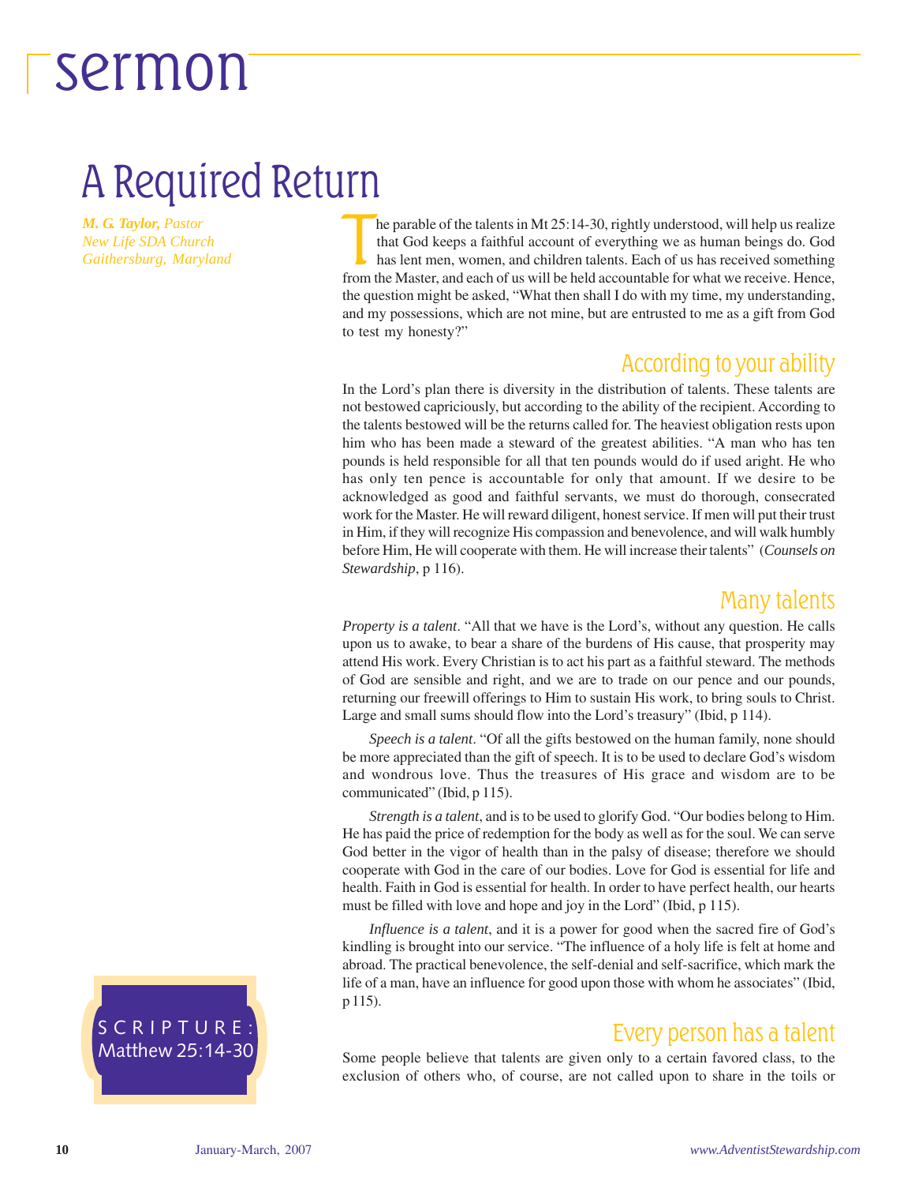# sermon

# A Required Return

***M. G. Taylor,*** *Pastor*
*New Life SDA Church*
*Gaithersburg, Maryland*

The parable of the talents in Mt 25:14-30, rightly understood, will help us realize that God keeps a faithful account of everything we as human beings do. God has lent men, women, and children talents. Each of us has received something from the Master, and each of us will be held accountable for what we receive. Hence, the question might be asked, "What then shall I do with my time, my understanding, and my possessions, which are not mine, but are entrusted to me as a gift from God to test my honesty?"

## According to your ability

In the Lord's plan there is diversity in the distribution of talents. These talents are not bestowed capriciously, but according to the ability of the recipient. According to the talents bestowed will be the returns called for. The heaviest obligation rests upon him who has been made a steward of the greatest abilities. "A man who has ten pounds is held responsible for all that ten pounds would do if used aright. He who has only ten pence is accountable for only that amount. If we desire to be acknowledged as good and faithful servants, we must do thorough, consecrated work for the Master. He will reward diligent, honest service. If men will put their trust in Him, if they will recognize His compassion and benevolence, and will walk humbly before Him, He will cooperate with them. He will increase their talents" (*Counsels on Stewardship*, p 116).

## Many talents

*Property is a talent*. "All that we have is the Lord's, without any question. He calls upon us to awake, to bear a share of the burdens of His cause, that prosperity may attend His work. Every Christian is to act his part as a faithful steward. The methods of God are sensible and right, and we are to trade on our pence and our pounds, returning our freewill offerings to Him to sustain His work, to bring souls to Christ. Large and small sums should flow into the Lord's treasury" (Ibid, p 114).

*Speech is a talent*. "Of all the gifts bestowed on the human family, none should be more appreciated than the gift of speech. It is to be used to declare God's wisdom and wondrous love. Thus the treasures of His grace and wisdom are to be communicated" (Ibid, p 115).

*Strength is a talent*, and is to be used to glorify God. "Our bodies belong to Him. He has paid the price of redemption for the body as well as for the soul. We can serve God better in the vigor of health than in the palsy of disease; therefore we should cooperate with God in the care of our bodies. Love for God is essential for life and health. Faith in God is essential for health. In order to have perfect health, our hearts must be filled with love and hope and joy in the Lord" (Ibid, p 115).

*Influence is a talent*, and it is a power for good when the sacred fire of God's kindling is brought into our service. "The influence of a holy life is felt at home and abroad. The practical benevolence, the self-denial and self-sacrifice, which mark the life of a man, have an influence for good upon those with whom he associates" (Ibid, p 115).

SCRIPTURE: Matthew 25:14-30

## Every person has a talent

Some people believe that talents are given only to a certain favored class, to the exclusion of others who, of course, are not called upon to share in the toils or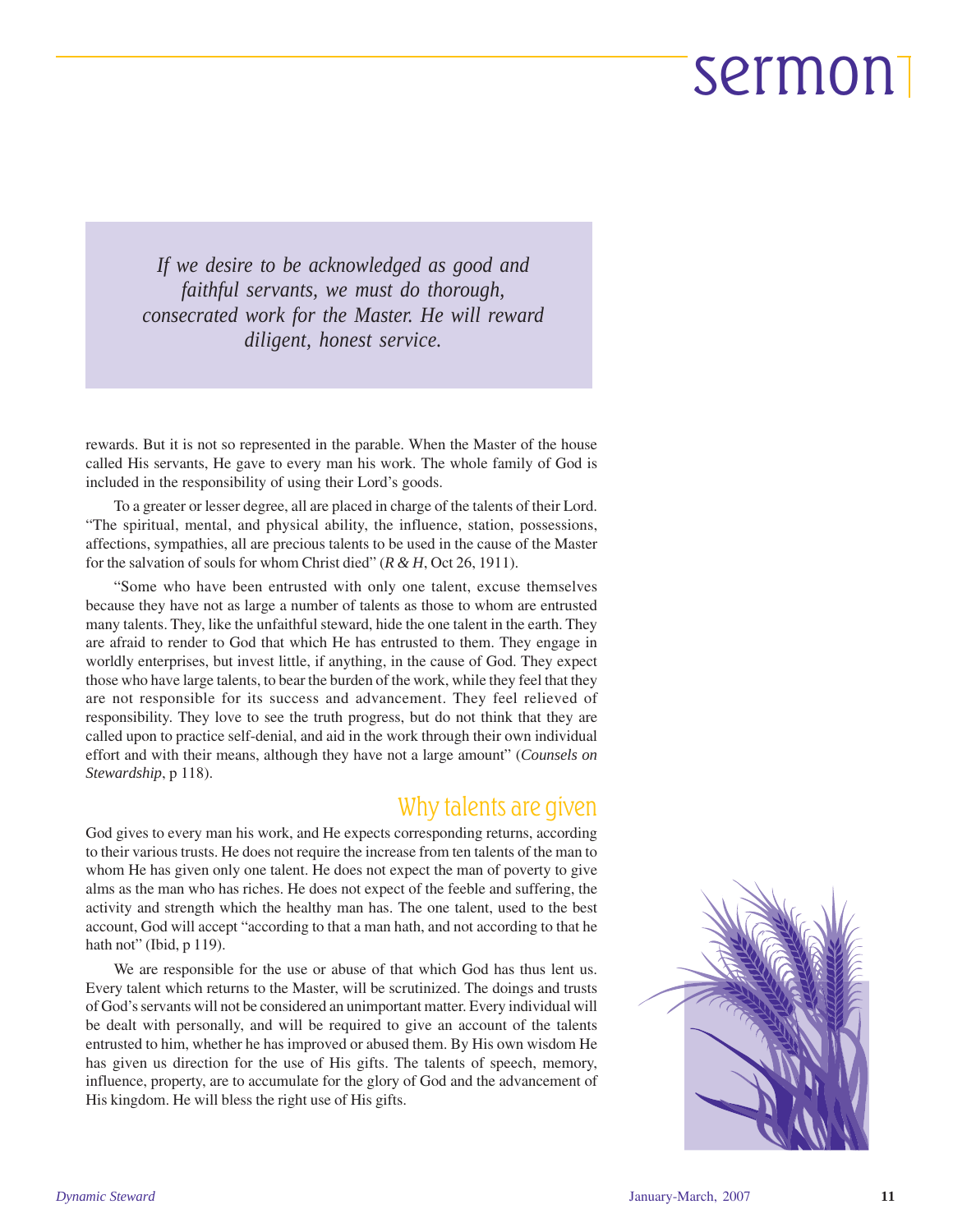> *If we desire to be acknowledged as good and faithful servants, we must do thorough, consecrated work for the Master. He will reward diligent, honest service.*

rewards. But it is not so represented in the parable. When the Master of the house called His servants, He gave to every man his work. The whole family of God is included in the responsibility of using their Lord's goods.

To a greater or lesser degree, all are placed in charge of the talents of their Lord. "The spiritual, mental, and physical ability, the influence, station, possessions, affections, sympathies, all are precious talents to be used in the cause of the Master for the salvation of souls for whom Christ died" (*R & H*, Oct 26, 1911).

"Some who have been entrusted with only one talent, excuse themselves because they have not as large a number of talents as those to whom are entrusted many talents. They, like the unfaithful steward, hide the one talent in the earth. They are afraid to render to God that which He has entrusted to them. They engage in worldly enterprises, but invest little, if anything, in the cause of God. They expect those who have large talents, to bear the burden of the work, while they feel that they are not responsible for its success and advancement. They feel relieved of responsibility. They love to see the truth progress, but do not think that they are called upon to practice self-denial, and aid in the work through their own individual effort and with their means, although they have not a large amount" (*Counsels on Stewardship*, p 118).

## Why talents are given

God gives to every man his work, and He expects corresponding returns, according to their various trusts. He does not require the increase from ten talents of the man to whom He has given only one talent. He does not expect the man of poverty to give alms as the man who has riches. He does not expect of the feeble and suffering, the activity and strength which the healthy man has. The one talent, used to the best account, God will accept "according to that a man hath, and not according to that he hath not" (Ibid, p 119).

We are responsible for the use or abuse of that which God has thus lent us. Every talent which returns to the Master, will be scrutinized. The doings and trusts of God's servants will not be considered an unimportant matter. Every individual will be dealt with personally, and will be required to give an account of the talents entrusted to him, whether he has improved or abused them. By His own wisdom He has given us direction for the use of His gifts. The talents of speech, memory, influence, property, are to accumulate for the glory of God and the advancement of His kingdom. He will bless the right use of His gifts.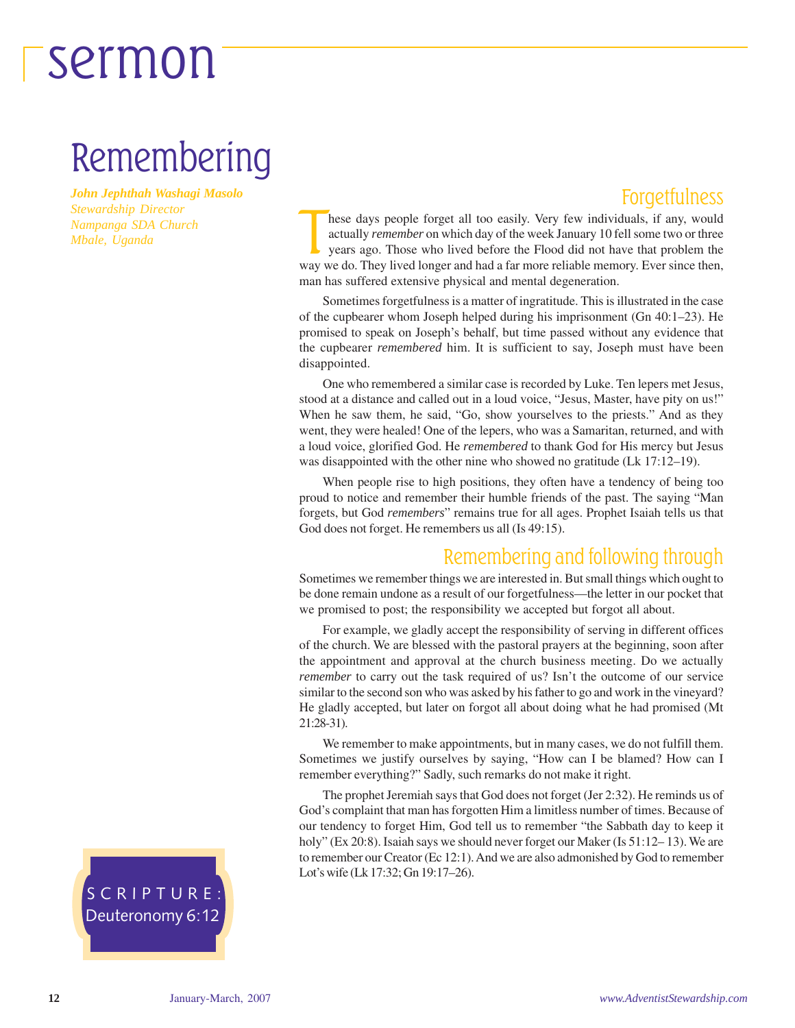# sermon

# Remembering

***John Jephthah Washagi Masolo***
*Stewardship Director*
*Nampanga SDA Church*
*Mbale, Uganda*

SCRIPTURE: Deuteronomy 6:12

## Forgetfulness

These days people forget all too easily. Very few individuals, if any, would actually *remember* on which day of the week January 10 fell some two or three years ago. Those who lived before the Flood did not have that problem the way we do. They lived longer and had a far more reliable memory. Ever since then, man has suffered extensive physical and mental degeneration.

Sometimes forgetfulness is a matter of ingratitude. This is illustrated in the case of the cupbearer whom Joseph helped during his imprisonment (Gn 40:1–23). He promised to speak on Joseph's behalf, but time passed without any evidence that the cupbearer *remembered* him. It is sufficient to say, Joseph must have been disappointed.

One who remembered a similar case is recorded by Luke. Ten lepers met Jesus, stood at a distance and called out in a loud voice, "Jesus, Master, have pity on us!" When he saw them, he said, "Go, show yourselves to the priests." And as they went, they were healed! One of the lepers, who was a Samaritan, returned, and with a loud voice, glorified God. He *remembered* to thank God for His mercy but Jesus was disappointed with the other nine who showed no gratitude (Lk 17:12–19).

When people rise to high positions, they often have a tendency of being too proud to notice and remember their humble friends of the past. The saying "Man forgets, but God *remembers*" remains true for all ages. Prophet Isaiah tells us that God does not forget. He remembers us all (Is 49:15).

## Remembering and following through

Sometimes we remember things we are interested in. But small things which ought to be done remain undone as a result of our forgetfulness—the letter in our pocket that we promised to post; the responsibility we accepted but forgot all about.

For example, we gladly accept the responsibility of serving in different offices of the church. We are blessed with the pastoral prayers at the beginning, soon after the appointment and approval at the church business meeting. Do we actually *remember* to carry out the task required of us? Isn't the outcome of our service similar to the second son who was asked by his father to go and work in the vineyard? He gladly accepted, but later on forgot all about doing what he had promised (Mt 21:28-31).

We remember to make appointments, but in many cases, we do not fulfill them. Sometimes we justify ourselves by saying, "How can I be blamed? How can I remember everything?" Sadly, such remarks do not make it right.

The prophet Jeremiah says that God does not forget (Jer 2:32). He reminds us of God's complaint that man has forgotten Him a limitless number of times. Because of our tendency to forget Him, God tell us to remember "the Sabbath day to keep it holy" (Ex 20:8). Isaiah says we should never forget our Maker (Is 51:12– 13). We are to remember our Creator (Ec 12:1). And we are also admonished by God to remember Lot's wife (Lk 17:32; Gn 19:17–26).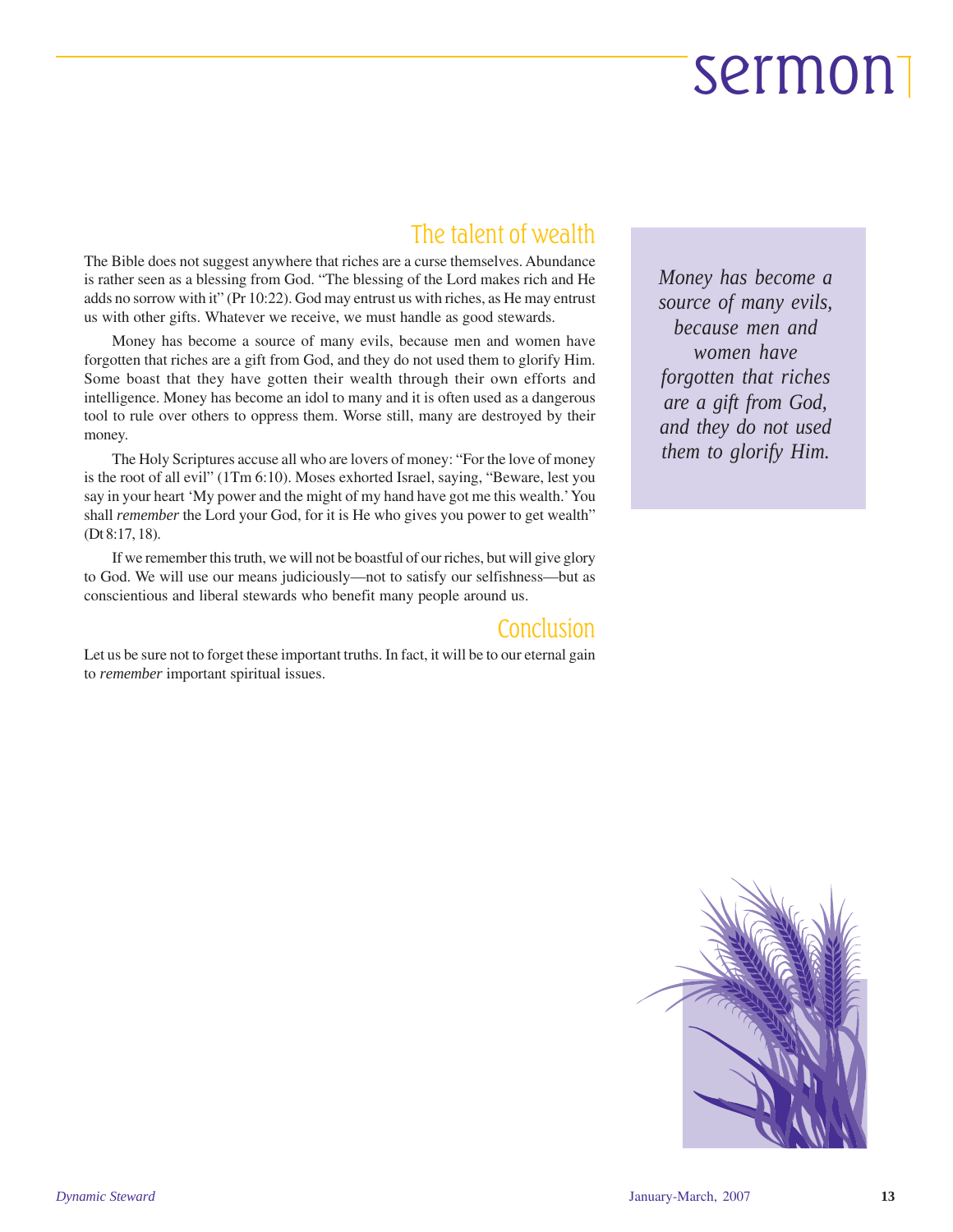## The talent of wealth

The Bible does not suggest anywhere that riches are a curse themselves. Abundance is rather seen as a blessing from God. "The blessing of the Lord makes rich and He adds no sorrow with it" (Pr 10:22). God may entrust us with riches, as He may entrust us with other gifts. Whatever we receive, we must handle as good stewards.

Money has become a source of many evils, because men and women have forgotten that riches are a gift from God, and they do not used them to glorify Him. Some boast that they have gotten their wealth through their own efforts and intelligence. Money has become an idol to many and it is often used as a dangerous tool to rule over others to oppress them. Worse still, many are destroyed by their money.

> *Money has become a source of many evils, because men and women have forgotten that riches are a gift from God, and they do not used them to glorify Him.*

The Holy Scriptures accuse all who are lovers of money: "For the love of money is the root of all evil" (1Tm 6:10). Moses exhorted Israel, saying, "Beware, lest you say in your heart 'My power and the might of my hand have got me this wealth.' You shall *remember* the Lord your God, for it is He who gives you power to get wealth" (Dt 8:17, 18).

If we remember this truth, we will not be boastful of our riches, but will give glory to God. We will use our means judiciously—not to satisfy our selfishness—but as conscientious and liberal stewards who benefit many people around us.

## Conclusion

Let us be sure not to forget these important truths. In fact, it will be to our eternal gain to *remember* important spiritual issues.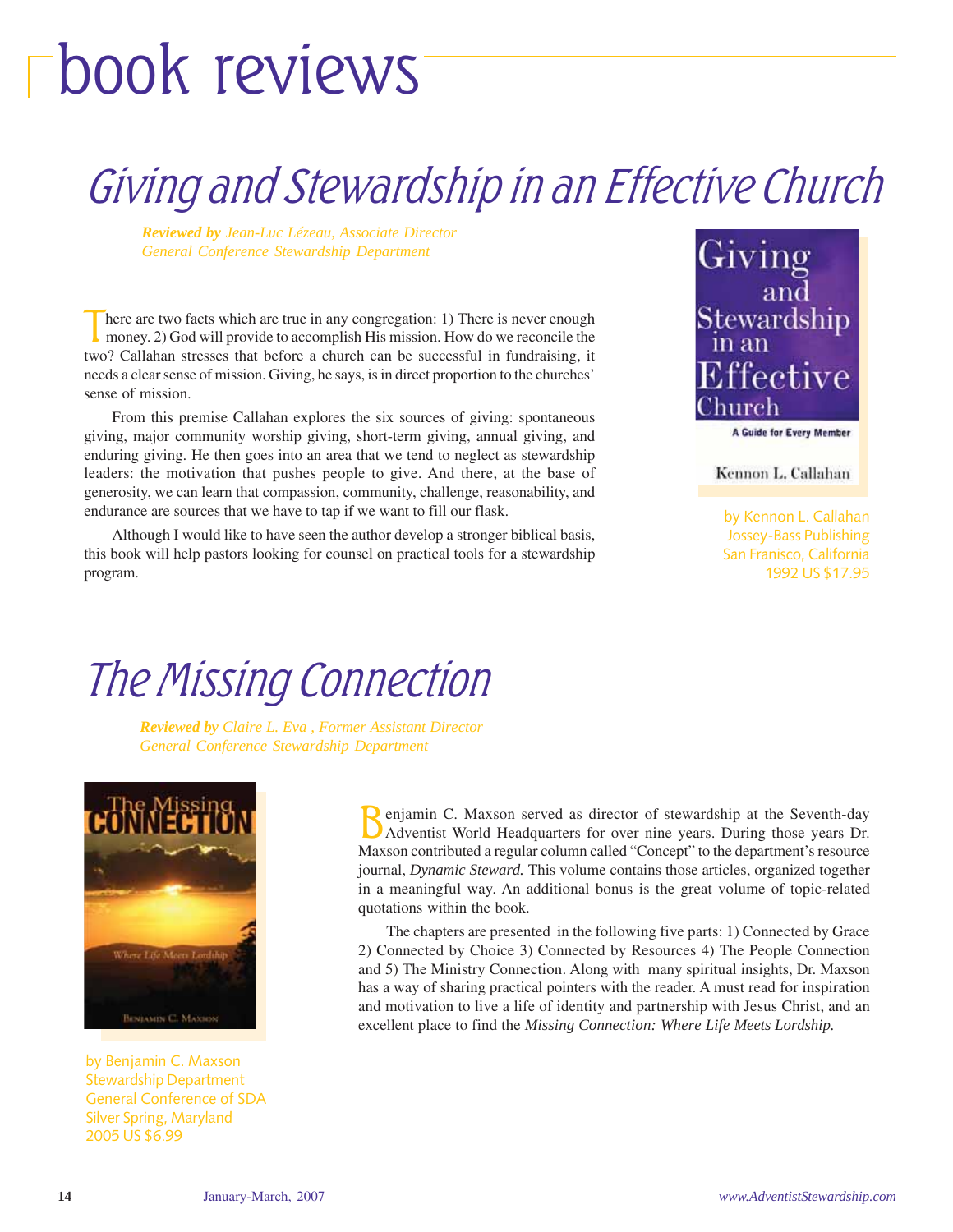# book reviews

## Giving and Stewardship in an Effective Church

***Reviewed by** Jean-Luc Lézeau, Associate Director*
*General Conference Stewardship Department*

There are two facts which are true in any congregation: 1) There is never enough money. 2) God will provide to accomplish His mission. How do we reconcile the two? Callahan stresses that before a church can be successful in fundraising, it needs a clear sense of mission. Giving, he says, is in direct proportion to the churches' sense of mission.

From this premise Callahan explores the six sources of giving: spontaneous giving, major community worship giving, short-term giving, annual giving, and enduring giving. He then goes into an area that we tend to neglect as stewardship leaders: the motivation that pushes people to give. And there, at the base of generosity, we can learn that compassion, community, challenge, reasonability, and endurance are sources that we have to tap if we want to fill our flask.

Although I would like to have seen the author develop a stronger biblical basis, this book will help pastors looking for counsel on practical tools for a stewardship program.

Giving and Stewardship in an Effective Church
A Guide for Every Member
Kennon L. Callahan

by Kennon L. Callahan
Jossey-Bass Publishing
San Franisco, California
1992 US $17.95

## The Missing Connection

***Reviewed by** Claire L. Eva , Former Assistant Director*
*General Conference Stewardship Department*

The Missing Connection
Where Life Meets Lordship
Benjamin C. Maxson

by Benjamin C. Maxson
Stewardship Department
General Conference of SDA
Silver Spring, Maryland
2005 US $6.99

Benjamin C. Maxson served as director of stewardship at the Seventh-day Adventist World Headquarters for over nine years. During those years Dr. Maxson contributed a regular column called "Concept" to the department's resource journal, *Dynamic Steward.* This volume contains those articles, organized together in a meaningful way. An additional bonus is the great volume of topic-related quotations within the book.

The chapters are presented in the following five parts: 1) Connected by Grace 2) Connected by Choice 3) Connected by Resources 4) The People Connection and 5) The Ministry Connection. Along with many spiritual insights, Dr. Maxson has a way of sharing practical pointers with the reader. A must read for inspiration and motivation to live a life of identity and partnership with Jesus Christ, and an excellent place to find the *Missing Connection: Where Life Meets Lordship.*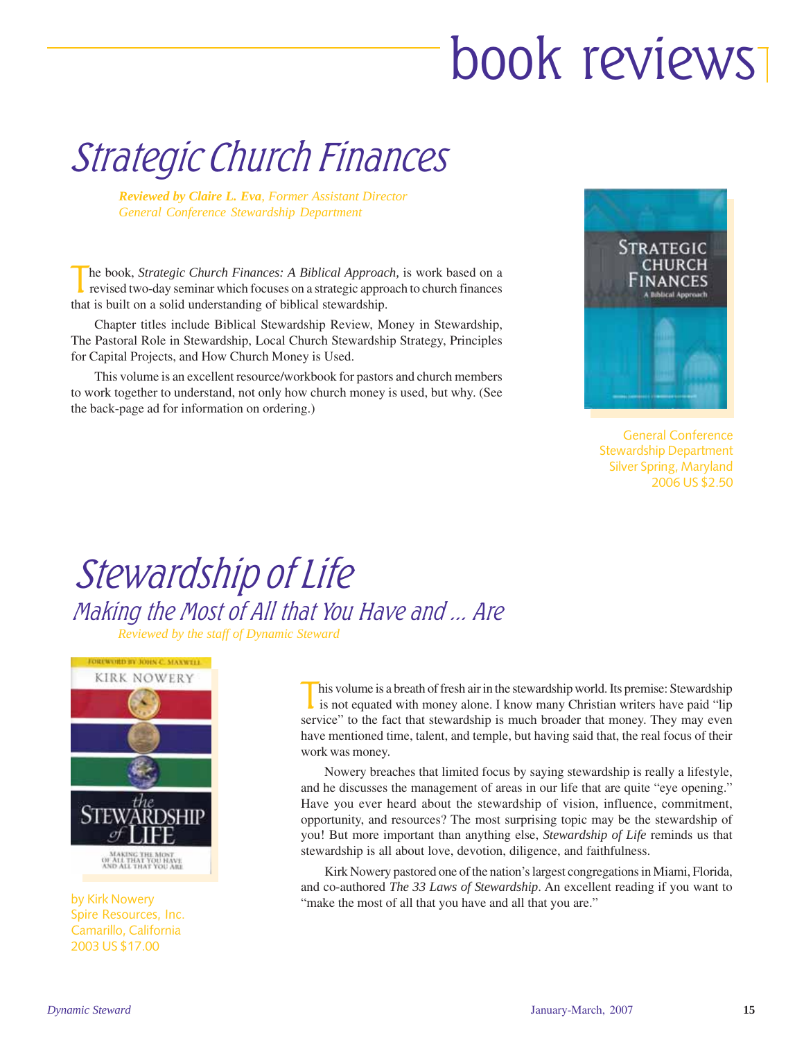# book reviews

## Strategic Church Finances

*Reviewed by Claire L. Eva, Former Assistant Director General Conference Stewardship Department*

The book, *Strategic Church Finances: A Biblical Approach,* is work based on a revised two-day seminar which focuses on a strategic approach to church finances that is built on a solid understanding of biblical stewardship.

Chapter titles include Biblical Stewardship Review, Money in Stewardship, The Pastoral Role in Stewardship, Local Church Stewardship Strategy, Principles for Capital Projects, and How Church Money is Used.

This volume is an excellent resource/workbook for pastors and church members to work together to understand, not only how church money is used, but why. (See the back-page ad for information on ordering.)

General Conference Stewardship Department
Silver Spring, Maryland
2006 US $2.50

## Stewardship of Life

### Making the Most of All that You Have and ... Are

*Reviewed by the staff of Dynamic Steward*

by Kirk Nowery
Spire Resources, Inc.
Camarillo, California
2003 US $17.00

This volume is a breath of fresh air in the stewardship world. Its premise: Stewardship is not equated with money alone. I know many Christian writers have paid "lip service" to the fact that stewardship is much broader that money. They may even have mentioned time, talent, and temple, but having said that, the real focus of their work was money.

Nowery breaches that limited focus by saying stewardship is really a lifestyle, and he discusses the management of areas in our life that are quite "eye opening." Have you ever heard about the stewardship of vision, influence, commitment, opportunity, and resources? The most surprising topic may be the stewardship of you! But more important than anything else, *Stewardship of Life* reminds us that stewardship is all about love, devotion, diligence, and faithfulness.

Kirk Nowery pastored one of the nation's largest congregations in Miami, Florida, and co-authored *The 33 Laws of Stewardship*. An excellent reading if you want to "make the most of all that you have and all that you are."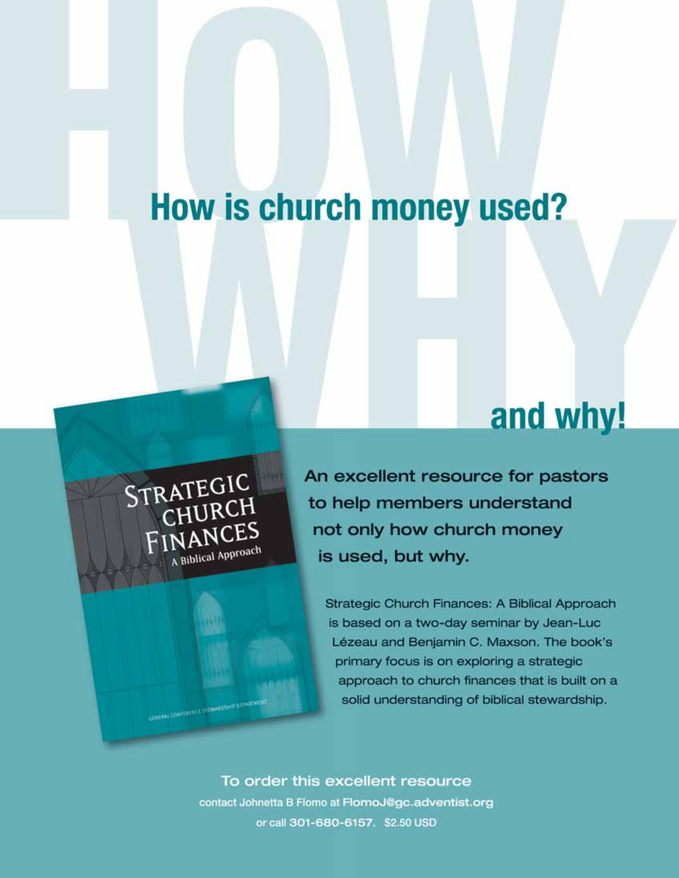# How is church money used?

## and why!

**An excellent resource for pastors to help members understand not only how church money is used, but why.**

Strategic Church Finances: A Biblical Approach is based on a two-day seminar by Jean-Luc Lézeau and Benjamin C. Maxson. The book's primary focus is on exploring a strategic approach to church finances that is built on a solid understanding of biblical stewardship.

**To order this excellent resource**

contact Johnetta B Flomo at FlomoJ@gc.adventist.org or call 301-680-6157. $2.50 USD